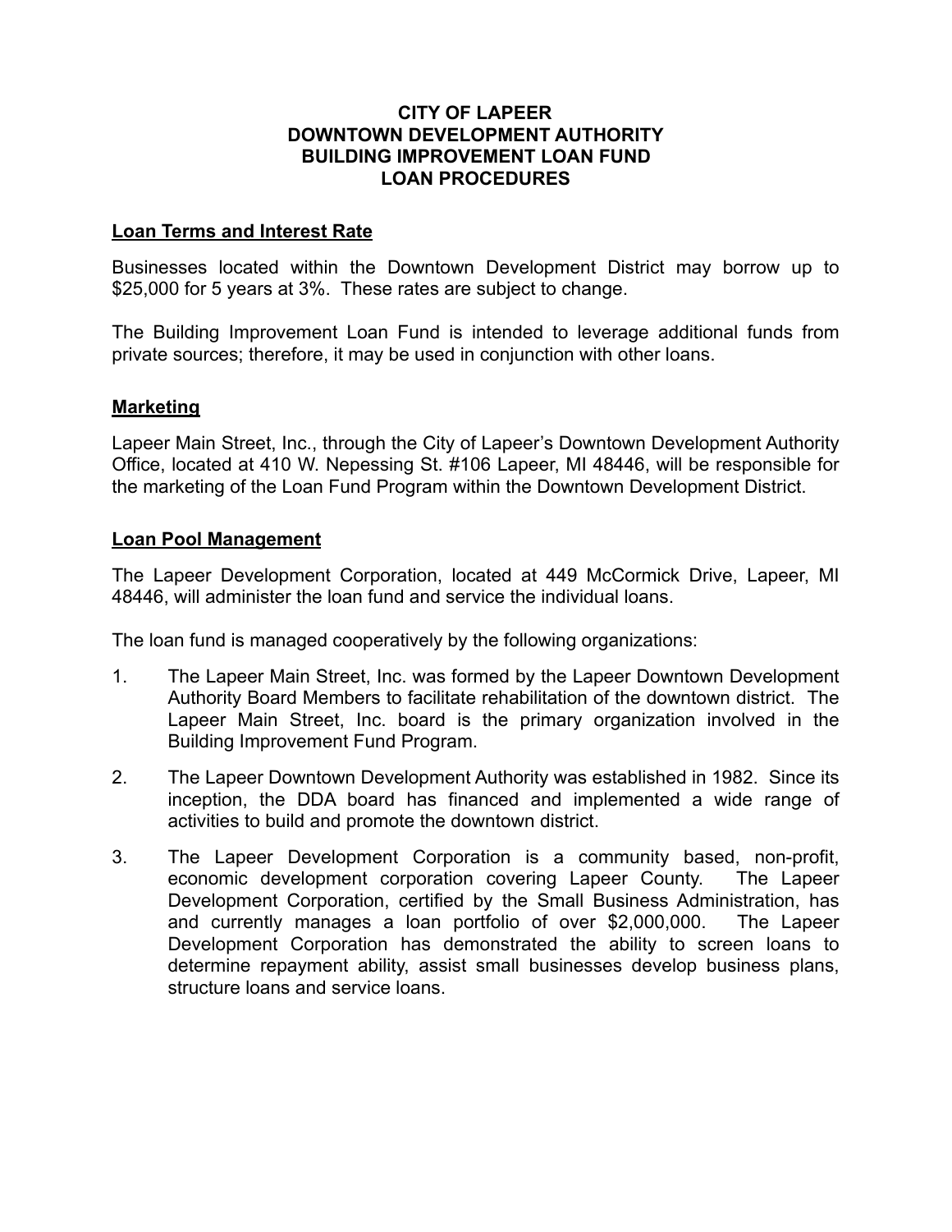# CITY OF LAPEER
# DOWNTOWN DEVELOPMENT AUTHORITY
# BUILDING IMPROVEMENT LOAN FUND
# LOAN PROCEDURES

## Loan Terms and Interest Rate

Businesses located within the Downtown Development District may borrow up to $25,000 for 5 years at 3%. These rates are subject to change.

The Building Improvement Loan Fund is intended to leverage additional funds from private sources; therefore, it may be used in conjunction with other loans.

## Marketing

Lapeer Main Street, Inc., through the City of Lapeer's Downtown Development Authority Office, located at 410 W. Nepessing St. #106 Lapeer, MI 48446, will be responsible for the marketing of the Loan Fund Program within the Downtown Development District.

## Loan Pool Management

The Lapeer Development Corporation, located at 449 McCormick Drive, Lapeer, MI 48446, will administer the loan fund and service the individual loans.

The loan fund is managed cooperatively by the following organizations:

1. The Lapeer Main Street, Inc. was formed by the Lapeer Downtown Development Authority Board Members to facilitate rehabilitation of the downtown district. The Lapeer Main Street, Inc. board is the primary organization involved in the Building Improvement Fund Program.
2. The Lapeer Downtown Development Authority was established in 1982. Since its inception, the DDA board has financed and implemented a wide range of activities to build and promote the downtown district.
3. The Lapeer Development Corporation is a community based, non-profit, economic development corporation covering Lapeer County. The Lapeer Development Corporation, certified by the Small Business Administration, has and currently manages a loan portfolio of over $2,000,000. The Lapeer Development Corporation has demonstrated the ability to screen loans to determine repayment ability, assist small businesses develop business plans, structure loans and service loans.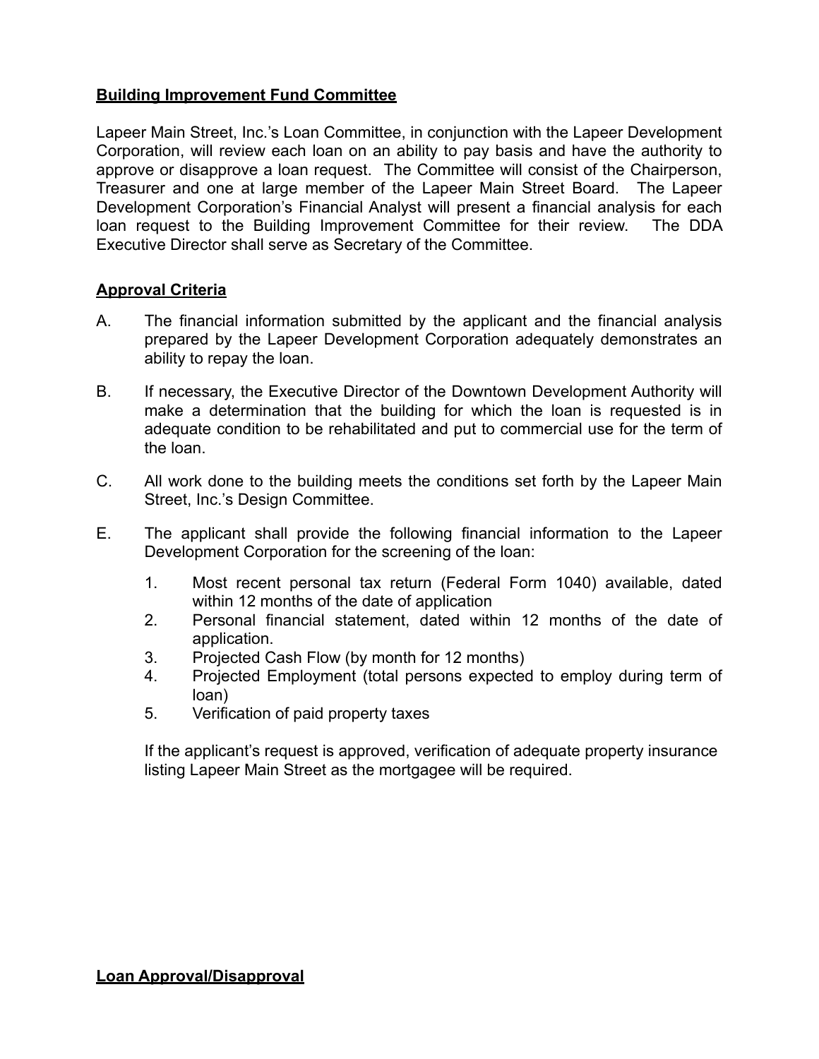**Building Improvement Fund Committee**

Lapeer Main Street, Inc.'s Loan Committee, in conjunction with the Lapeer Development Corporation, will review each loan on an ability to pay basis and have the authority to approve or disapprove a loan request. The Committee will consist of the Chairperson, Treasurer and one at large member of the Lapeer Main Street Board. The Lapeer Development Corporation's Financial Analyst will present a financial analysis for each loan request to the Building Improvement Committee for their review. The DDA Executive Director shall serve as Secretary of the Committee.

**Approval Criteria**

A. The financial information submitted by the applicant and the financial analysis prepared by the Lapeer Development Corporation adequately demonstrates an ability to repay the loan.

B. If necessary, the Executive Director of the Downtown Development Authority will make a determination that the building for which the loan is requested is in adequate condition to be rehabilitated and put to commercial use for the term of the loan.

C. All work done to the building meets the conditions set forth by the Lapeer Main Street, Inc.'s Design Committee.

E. The applicant shall provide the following financial information to the Lapeer Development Corporation for the screening of the loan:

   1. Most recent personal tax return (Federal Form 1040) available, dated within 12 months of the date of application
   2. Personal financial statement, dated within 12 months of the date of application.
   3. Projected Cash Flow (by month for 12 months)
   4. Projected Employment (total persons expected to employ during term of loan)
   5. Verification of paid property taxes

   If the applicant's request is approved, verification of adequate property insurance listing Lapeer Main Street as the mortgagee will be required.

**Loan Approval/Disapproval**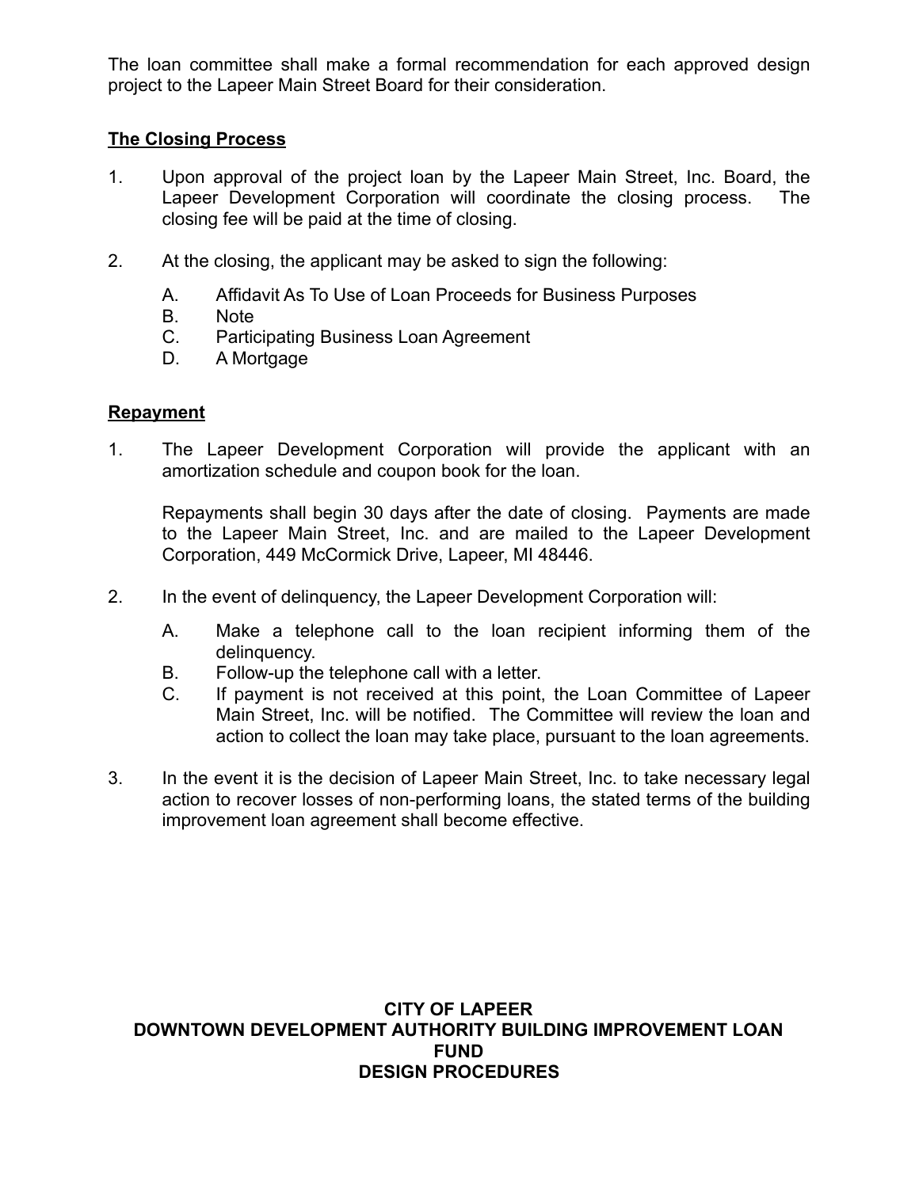The loan committee shall make a formal recommendation for each approved design project to the Lapeer Main Street Board for their consideration.

**The Closing Process**

1. Upon approval of the project loan by the Lapeer Main Street, Inc. Board, the Lapeer Development Corporation will coordinate the closing process. The closing fee will be paid at the time of closing.

2. At the closing, the applicant may be asked to sign the following:

   A. Affidavit As To Use of Loan Proceeds for Business Purposes
   B. Note
   C. Participating Business Loan Agreement
   D. A Mortgage

**Repayment**

1. The Lapeer Development Corporation will provide the applicant with an amortization schedule and coupon book for the loan.

   Repayments shall begin 30 days after the date of closing. Payments are made to the Lapeer Main Street, Inc. and are mailed to the Lapeer Development Corporation, 449 McCormick Drive, Lapeer, MI 48446.

2. In the event of delinquency, the Lapeer Development Corporation will:

   A. Make a telephone call to the loan recipient informing them of the delinquency.
   B. Follow-up the telephone call with a letter.
   C. If payment is not received at this point, the Loan Committee of Lapeer Main Street, Inc. will be notified. The Committee will review the loan and action to collect the loan may take place, pursuant to the loan agreements.

3. In the event it is the decision of Lapeer Main Street, Inc. to take necessary legal action to recover losses of non-performing loans, the stated terms of the building improvement loan agreement shall become effective.

**CITY OF LAPEER**
**DOWNTOWN DEVELOPMENT AUTHORITY BUILDING IMPROVEMENT LOAN FUND**
**DESIGN PROCEDURES**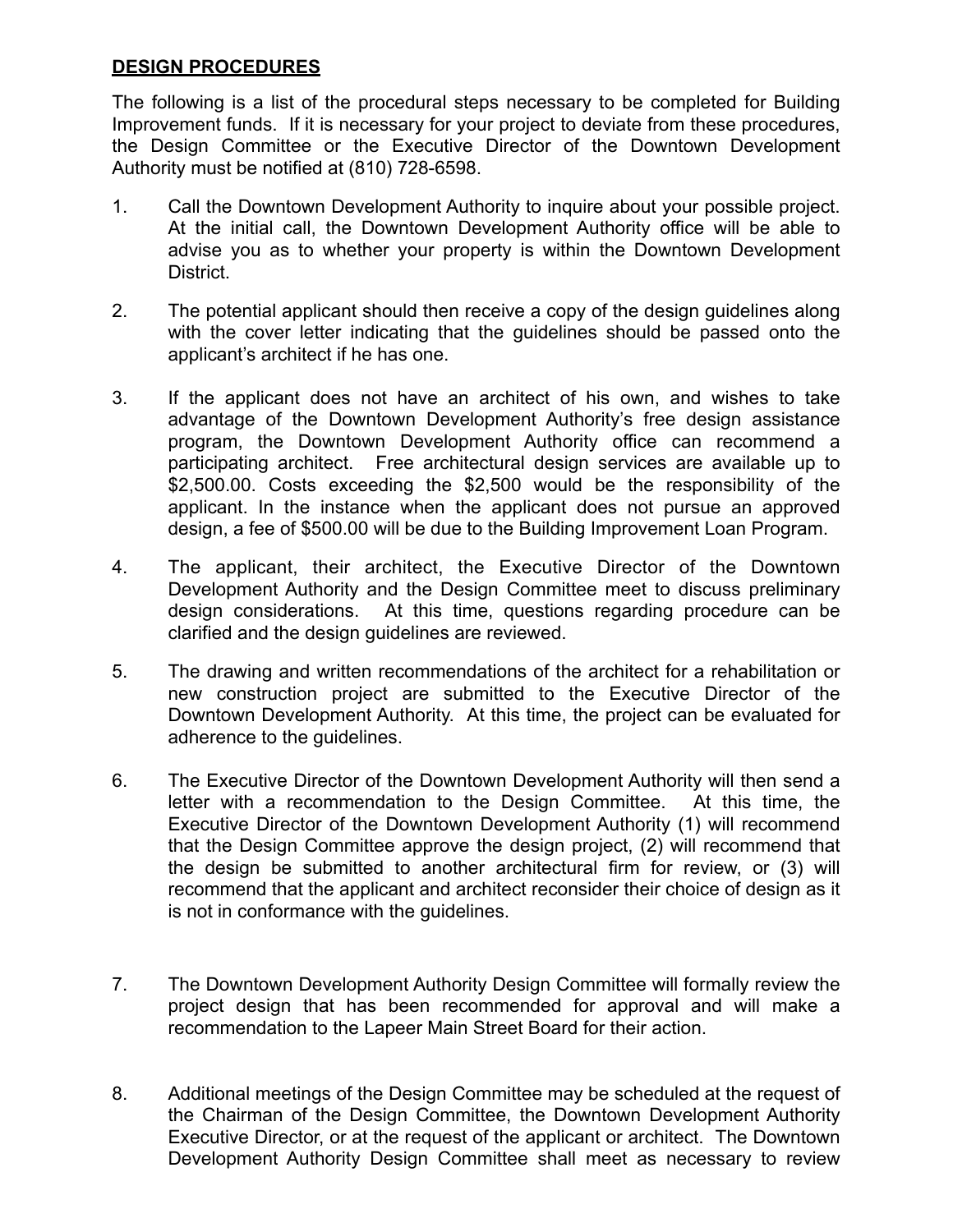**DESIGN PROCEDURES**

The following is a list of the procedural steps necessary to be completed for Building Improvement funds. If it is necessary for your project to deviate from these procedures, the Design Committee or the Executive Director of the Downtown Development Authority must be notified at (810) 728-6598.

1. Call the Downtown Development Authority to inquire about your possible project. At the initial call, the Downtown Development Authority office will be able to advise you as to whether your property is within the Downtown Development District.

2. The potential applicant should then receive a copy of the design guidelines along with the cover letter indicating that the guidelines should be passed onto the applicant's architect if he has one.

3. If the applicant does not have an architect of his own, and wishes to take advantage of the Downtown Development Authority's free design assistance program, the Downtown Development Authority office can recommend a participating architect. Free architectural design services are available up to $2,500.00. Costs exceeding the $2,500 would be the responsibility of the applicant. In the instance when the applicant does not pursue an approved design, a fee of $500.00 will be due to the Building Improvement Loan Program.

4. The applicant, their architect, the Executive Director of the Downtown Development Authority and the Design Committee meet to discuss preliminary design considerations. At this time, questions regarding procedure can be clarified and the design guidelines are reviewed.

5. The drawing and written recommendations of the architect for a rehabilitation or new construction project are submitted to the Executive Director of the Downtown Development Authority. At this time, the project can be evaluated for adherence to the guidelines.

6. The Executive Director of the Downtown Development Authority will then send a letter with a recommendation to the Design Committee. At this time, the Executive Director of the Downtown Development Authority (1) will recommend that the Design Committee approve the design project, (2) will recommend that the design be submitted to another architectural firm for review, or (3) will recommend that the applicant and architect reconsider their choice of design as it is not in conformance with the guidelines.

7. The Downtown Development Authority Design Committee will formally review the project design that has been recommended for approval and will make a recommendation to the Lapeer Main Street Board for their action.

8. Additional meetings of the Design Committee may be scheduled at the request of the Chairman of the Design Committee, the Downtown Development Authority Executive Director, or at the request of the applicant or architect. The Downtown Development Authority Design Committee shall meet as necessary to review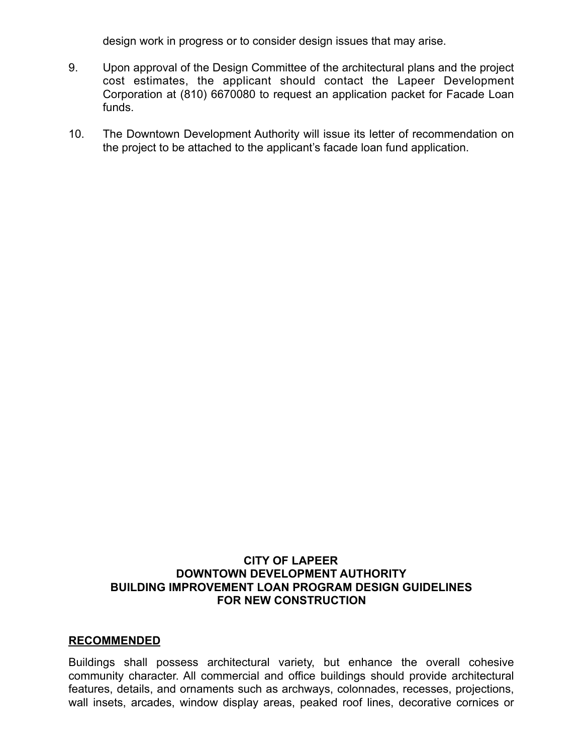design work in progress or to consider design issues that may arise.

9. Upon approval of the Design Committee of the architectural plans and the project cost estimates, the applicant should contact the Lapeer Development Corporation at (810) 6670080 to request an application packet for Facade Loan funds.

10. The Downtown Development Authority will issue its letter of recommendation on the project to be attached to the applicant's facade loan fund application.

## CITY OF LAPEER
## DOWNTOWN DEVELOPMENT AUTHORITY
## BUILDING IMPROVEMENT LOAN PROGRAM DESIGN GUIDELINES
## FOR NEW CONSTRUCTION

**RECOMMENDED**

Buildings shall possess architectural variety, but enhance the overall cohesive community character. All commercial and office buildings should provide architectural features, details, and ornaments such as archways, colonnades, recesses, projections, wall insets, arcades, window display areas, peaked roof lines, decorative cornices or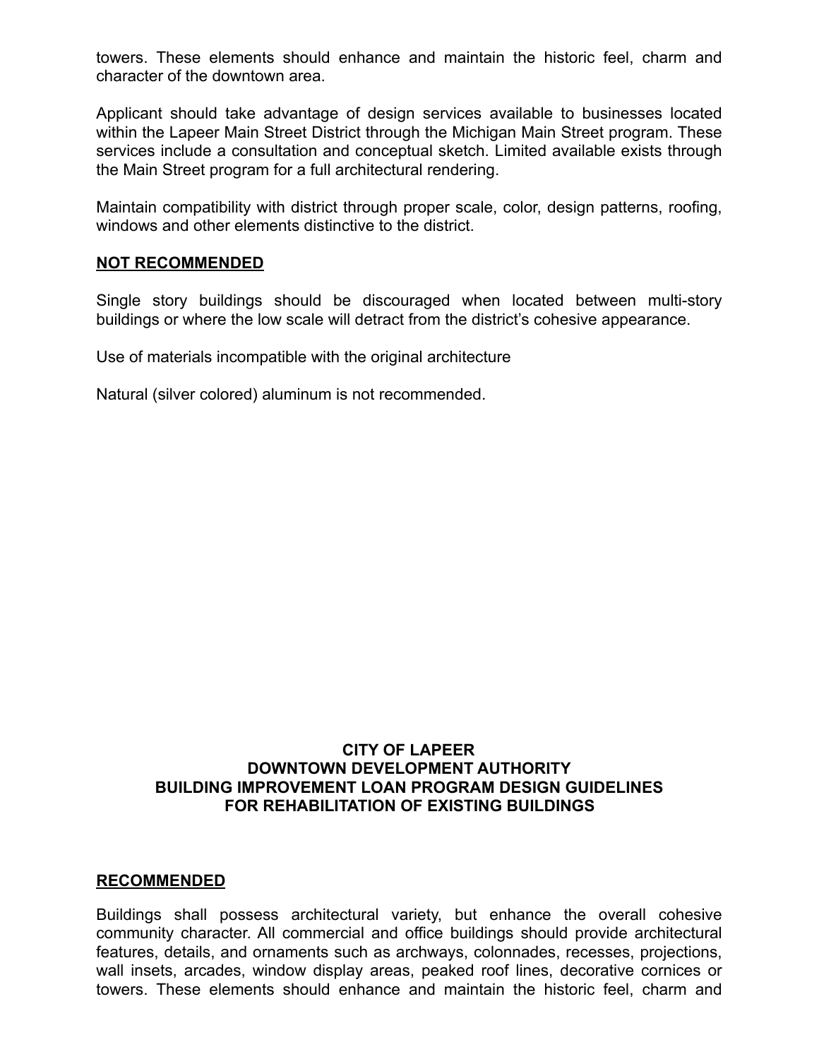towers. These elements should enhance and maintain the historic feel, charm and character of the downtown area.

Applicant should take advantage of design services available to businesses located within the Lapeer Main Street District through the Michigan Main Street program. These services include a consultation and conceptual sketch. Limited available exists through the Main Street program for a full architectural rendering.

Maintain compatibility with district through proper scale, color, design patterns, roofing, windows and other elements distinctive to the district.

**NOT RECOMMENDED**

Single story buildings should be discouraged when located between multi-story buildings or where the low scale will detract from the district's cohesive appearance.

Use of materials incompatible with the original architecture

Natural (silver colored) aluminum is not recommended.

## CITY OF LAPEER DOWNTOWN DEVELOPMENT AUTHORITY BUILDING IMPROVEMENT LOAN PROGRAM DESIGN GUIDELINES FOR REHABILITATION OF EXISTING BUILDINGS

**RECOMMENDED**

Buildings shall possess architectural variety, but enhance the overall cohesive community character. All commercial and office buildings should provide architectural features, details, and ornaments such as archways, colonnades, recesses, projections, wall insets, arcades, window display areas, peaked roof lines, decorative cornices or towers. These elements should enhance and maintain the historic feel, charm and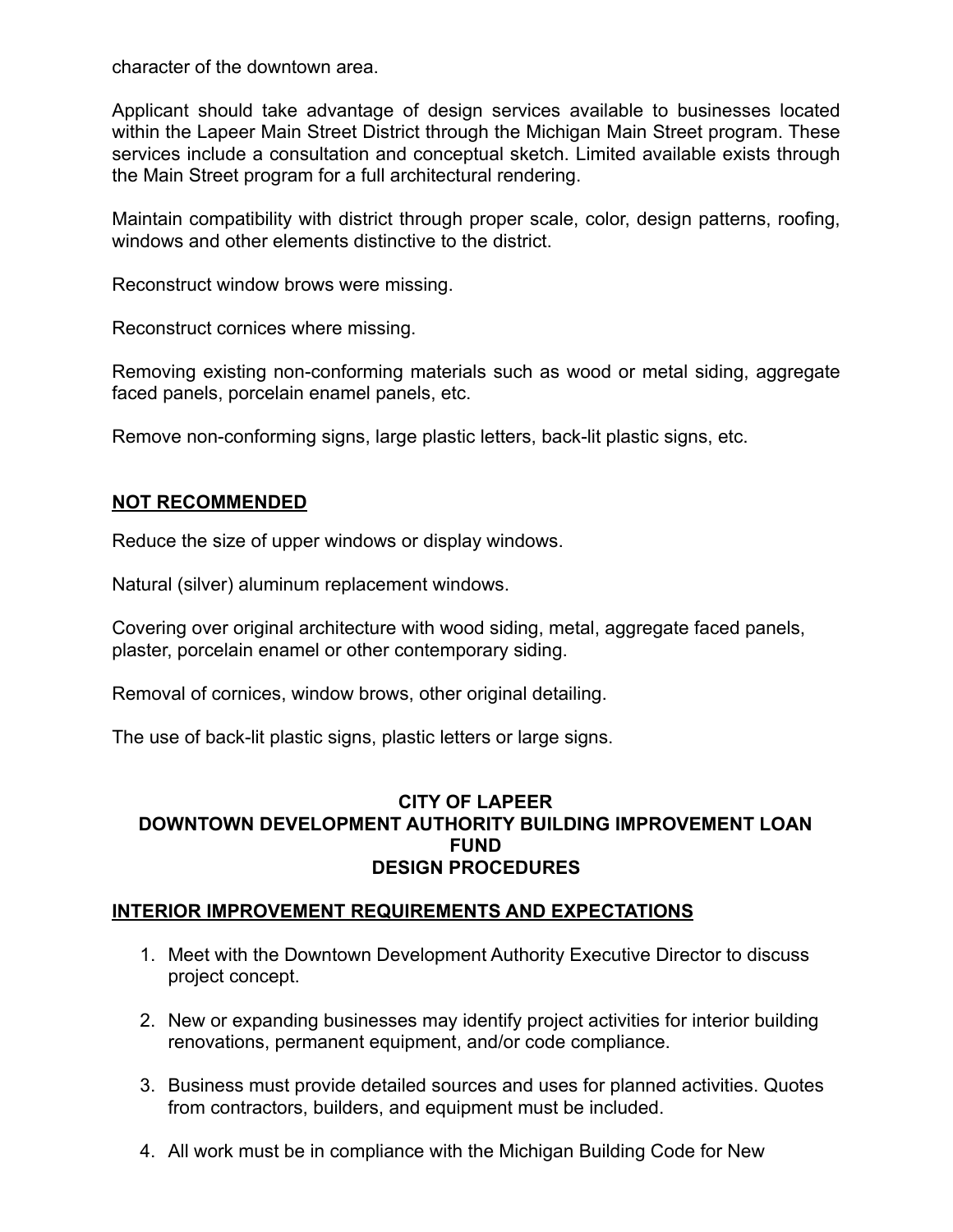character of the downtown area.

Applicant should take advantage of design services available to businesses located within the Lapeer Main Street District through the Michigan Main Street program. These services include a consultation and conceptual sketch. Limited available exists through the Main Street program for a full architectural rendering.

Maintain compatibility with district through proper scale, color, design patterns, roofing, windows and other elements distinctive to the district.

Reconstruct window brows were missing.

Reconstruct cornices where missing.

Removing existing non-conforming materials such as wood or metal siding, aggregate faced panels, porcelain enamel panels, etc.

Remove non-conforming signs, large plastic letters, back-lit plastic signs, etc.

**NOT RECOMMENDED**

Reduce the size of upper windows or display windows.

Natural (silver) aluminum replacement windows.

Covering over original architecture with wood siding, metal, aggregate faced panels, plaster, porcelain enamel or other contemporary siding.

Removal of cornices, window brows, other original detailing.

The use of back-lit plastic signs, plastic letters or large signs.

## CITY OF LAPEER
## DOWNTOWN DEVELOPMENT AUTHORITY BUILDING IMPROVEMENT LOAN FUND
## DESIGN PROCEDURES

**INTERIOR IMPROVEMENT REQUIREMENTS AND EXPECTATIONS**

1. Meet with the Downtown Development Authority Executive Director to discuss project concept.

2. New or expanding businesses may identify project activities for interior building renovations, permanent equipment, and/or code compliance.

3. Business must provide detailed sources and uses for planned activities. Quotes from contractors, builders, and equipment must be included.

4. All work must be in compliance with the Michigan Building Code for New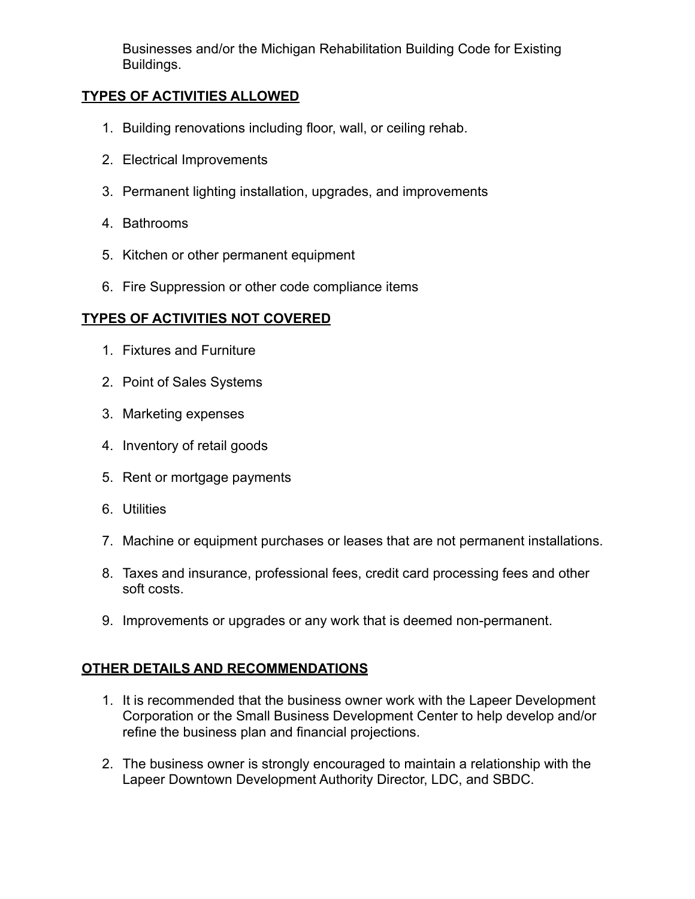Businesses and/or the Michigan Rehabilitation Building Code for Existing Buildings.

## TYPES OF ACTIVITIES ALLOWED

1. Building renovations including floor, wall, or ceiling rehab.
2. Electrical Improvements
3. Permanent lighting installation, upgrades, and improvements
4. Bathrooms
5. Kitchen or other permanent equipment
6. Fire Suppression or other code compliance items

## TYPES OF ACTIVITIES NOT COVERED

1. Fixtures and Furniture
2. Point of Sales Systems
3. Marketing expenses
4. Inventory of retail goods
5. Rent or mortgage payments
6. Utilities
7. Machine or equipment purchases or leases that are not permanent installations.
8. Taxes and insurance, professional fees, credit card processing fees and other soft costs.
9. Improvements or upgrades or any work that is deemed non-permanent.

## OTHER DETAILS AND RECOMMENDATIONS

1. It is recommended that the business owner work with the Lapeer Development Corporation or the Small Business Development Center to help develop and/or refine the business plan and financial projections.
2. The business owner is strongly encouraged to maintain a relationship with the Lapeer Downtown Development Authority Director, LDC, and SBDC.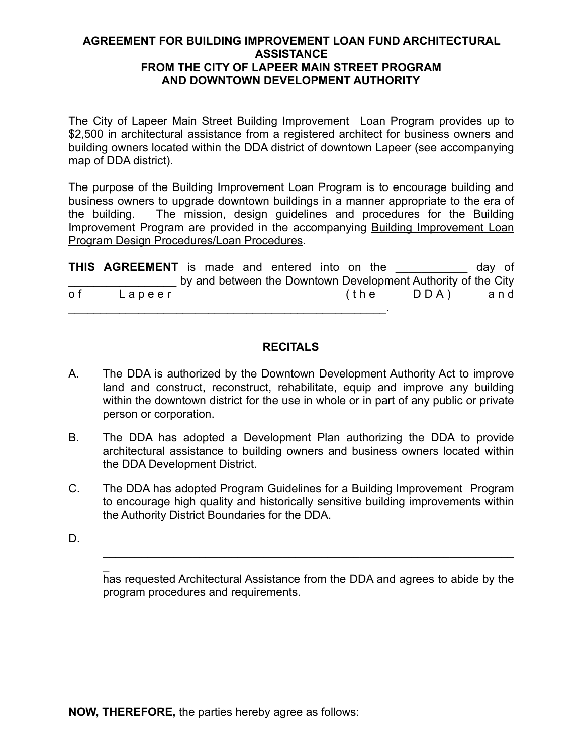**AGREEMENT FOR BUILDING IMPROVEMENT LOAN FUND ARCHITECTURAL ASSISTANCE FROM THE CITY OF LAPEER MAIN STREET PROGRAM AND DOWNTOWN DEVELOPMENT AUTHORITY**

The City of Lapeer Main Street Building Improvement Loan Program provides up to $2,500 in architectural assistance from a registered architect for business owners and building owners located within the DDA district of downtown Lapeer (see accompanying map of DDA district).

The purpose of the Building Improvement Loan Program is to encourage building and business owners to upgrade downtown buildings in a manner appropriate to the era of the building. The mission, design guidelines and procedures for the Building Improvement Program are provided in the accompanying Building Improvement Loan Program Design Procedures/Loan Procedures.

**THIS AGREEMENT** is made and entered into on the ___________ day of _________________ by and between the Downtown Development Authority of the City of Lapeer (the DDA) and _____________________________________________________.

## RECITALS

A. The DDA is authorized by the Downtown Development Authority Act to improve land and construct, reconstruct, rehabilitate, equip and improve any building within the downtown district for the use in whole or in part of any public or private person or corporation.

B. The DDA has adopted a Development Plan authorizing the DDA to provide architectural assistance to building owners and business owners located within the DDA Development District.

C. The DDA has adopted Program Guidelines for a Building Improvement Program to encourage high quality and historically sensitive building improvements within the Authority District Boundaries for the DDA.

D. ____________________________________________________________________ has requested Architectural Assistance from the DDA and agrees to abide by the program procedures and requirements.

**NOW, THEREFORE,** the parties hereby agree as follows: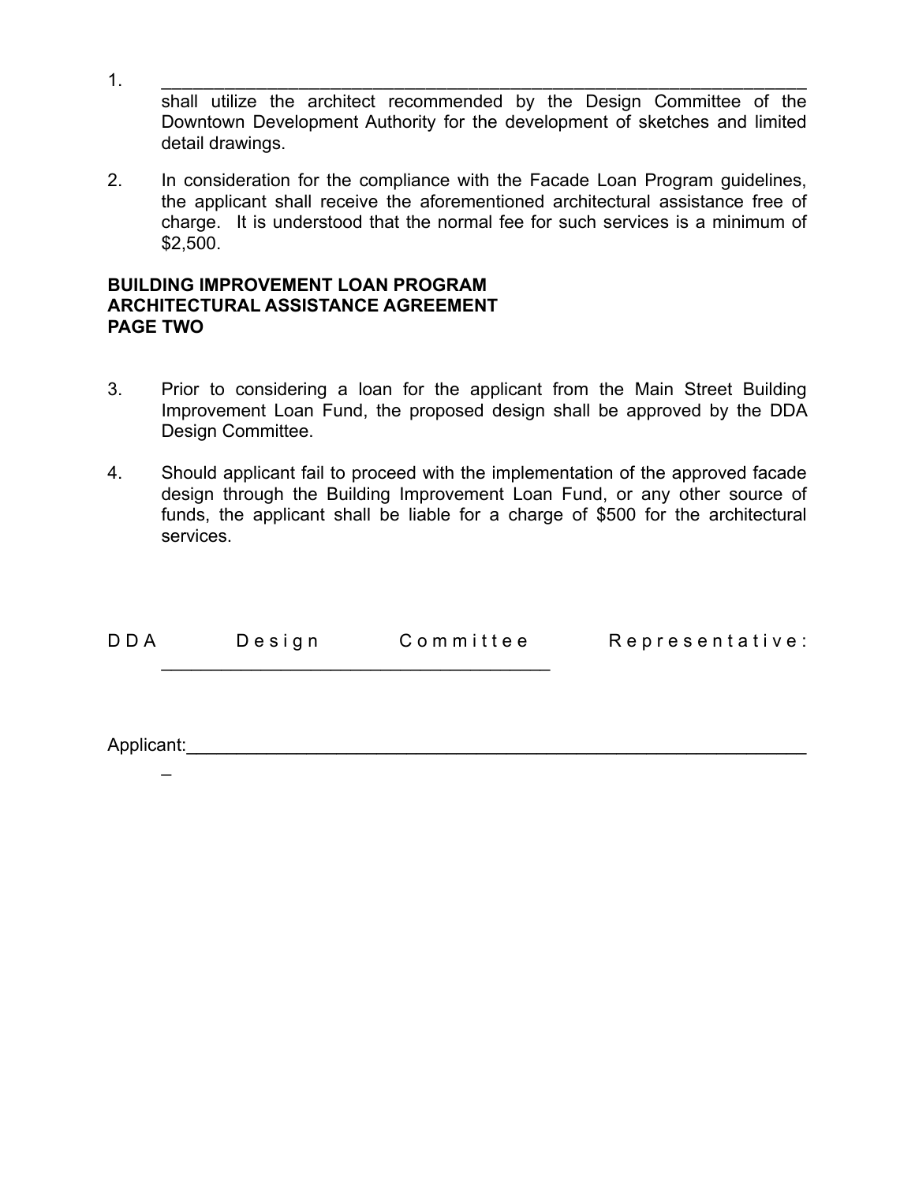1. \_\_\_\_\_\_\_\_\_\_\_\_\_\_\_\_\_\_\_\_\_\_\_\_\_\_\_\_\_\_\_\_\_\_\_\_\_\_\_\_\_\_\_\_\_\_\_\_\_\_\_\_\_\_\_\_\_\_\_\_ shall utilize the architect recommended by the Design Committee of the Downtown Development Authority for the development of sketches and limited detail drawings.

2. In consideration for the compliance with the Facade Loan Program guidelines, the applicant shall receive the aforementioned architectural assistance free of charge. It is understood that the normal fee for such services is a minimum of $2,500.

**BUILDING IMPROVEMENT LOAN PROGRAM**
**ARCHITECTURAL ASSISTANCE AGREEMENT**
**PAGE TWO**

3. Prior to considering a loan for the applicant from the Main Street Building Improvement Loan Fund, the proposed design shall be approved by the DDA Design Committee.

4. Should applicant fail to proceed with the implementation of the approved facade design through the Building Improvement Loan Fund, or any other source of funds, the applicant shall be liable for a charge of $500 for the architectural services.

DDA Design Committee Representative: \_\_\_\_\_\_\_\_\_\_\_\_\_\_\_\_\_\_\_\_\_\_\_\_\_\_\_\_\_\_\_\_\_\_\_\_\_\_\_\_

Applicant:\_\_\_\_\_\_\_\_\_\_\_\_\_\_\_\_\_\_\_\_\_\_\_\_\_\_\_\_\_\_\_\_\_\_\_\_\_\_\_\_\_\_\_\_\_\_\_\_\_\_\_\_\_\_\_\_\_\_\_\_\_\_